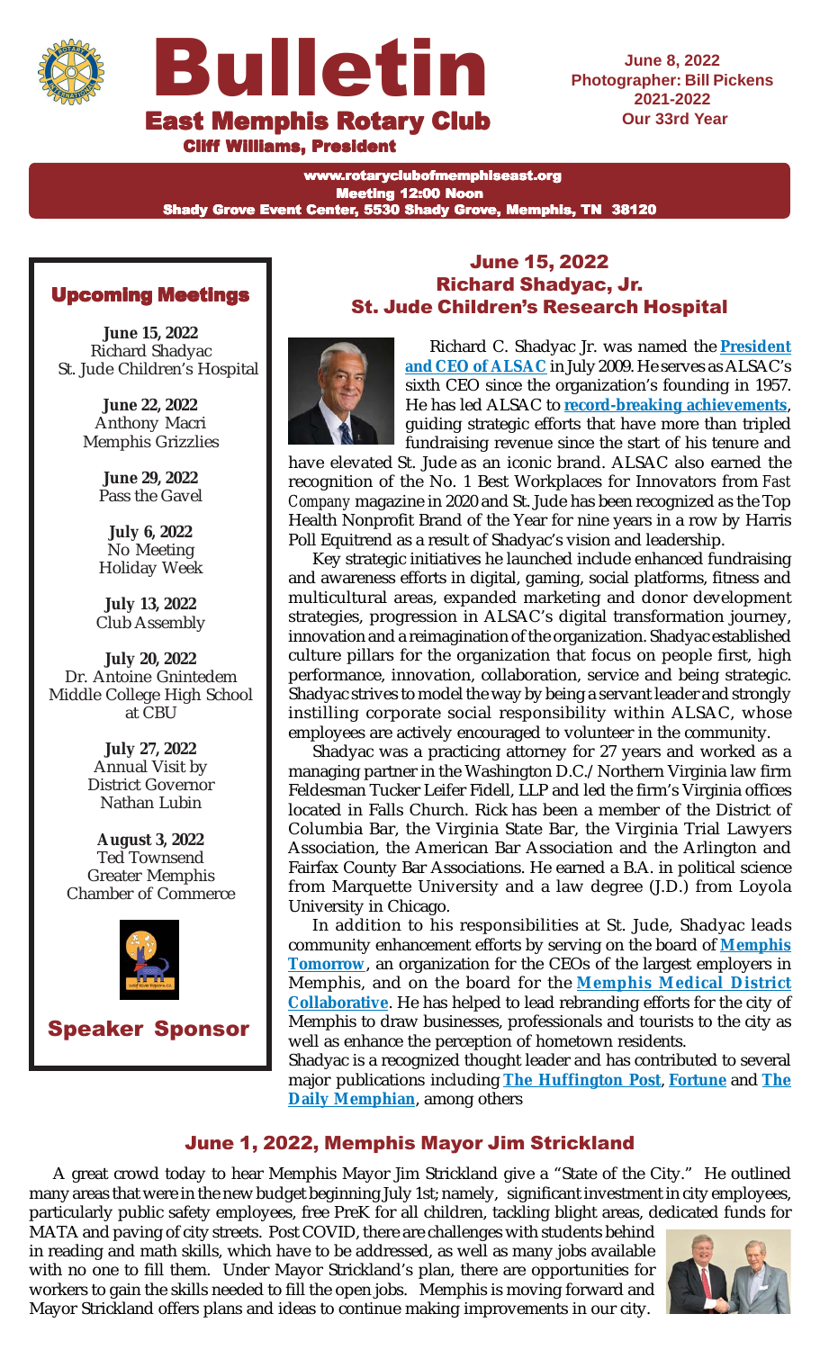# Bulletin

## East Memphis Rotary Club

**Cliff Williams, President**

**June 8, 2022**
**Photographer: Bill Pickens**
**2021-2022**
**Our 33rd Year**

www.rotaryclubofmemphiseast.org
Meeting 12:00 Noon
Shady Grove Event Center, 5530 Shady Grove, Memphis, TN 38120

### Upcoming Meetings

**June 15, 2022**
Richard Shadyac
St. Jude Children's Hospital

**June 22, 2022**
Anthony Macri
Memphis Grizzlies

**June 29, 2022**
Pass the Gavel

**July 6, 2022**
No Meeting
Holiday Week

**July 13, 2022**
Club Assembly

**July 20, 2022**
Dr. Antoine Gnintedem
Middle College High School at CBU

**July 27, 2022**
Annual Visit by
District Governor
Nathan Lubin

**August 3, 2022**
Ted Townsend
Greater Memphis
Chamber of Commerce

**Speaker Sponsor**

## June 15, 2022
## Richard Shadyac, Jr.
## St. Jude Children's Research Hospital

Richard C. Shadyac Jr. was named the **President and CEO of ALSAC** in July 2009. He serves as ALSAC's sixth CEO since the organization's founding in 1957. He has led ALSAC to **record-breaking achievements**, guiding strategic efforts that have more than tripled fundraising revenue since the start of his tenure and have elevated St. Jude as an iconic brand. ALSAC also earned the recognition of the No. 1 Best Workplaces for Innovators from *Fast Company* magazine in 2020 and St. Jude has been recognized as the Top Health Nonprofit Brand of the Year for nine years in a row by Harris Poll Equitrend as a result of Shadyac's vision and leadership.

Key strategic initiatives he launched include enhanced fundraising and awareness efforts in digital, gaming, social platforms, fitness and multicultural areas, expanded marketing and donor development strategies, progression in ALSAC's digital transformation journey, innovation and a reimagination of the organization. Shadyac established culture pillars for the organization that focus on people first, high performance, innovation, collaboration, service and being strategic. Shadyac strives to model the way by being a servant leader and strongly instilling corporate social responsibility within ALSAC, whose employees are actively encouraged to volunteer in the community.

Shadyac was a practicing attorney for 27 years and worked as a managing partner in the Washington D.C./ Northern Virginia law firm Feldesman Tucker Leifer Fidell, LLP and led the firm's Virginia offices located in Falls Church. Rick has been a member of the District of Columbia Bar, the Virginia State Bar, the Virginia Trial Lawyers Association, the American Bar Association and the Arlington and Fairfax County Bar Associations. He earned a B.A. in political science from Marquette University and a law degree (J.D.) from Loyola University in Chicago.

In addition to his responsibilities at St. Jude, Shadyac leads community enhancement efforts by serving on the board of **Memphis Tomorrow**, an organization for the CEOs of the largest employers in Memphis, and on the board for the **Memphis Medical District Collaborative**. He has helped to lead rebranding efforts for the city of Memphis to draw businesses, professionals and tourists to the city as well as enhance the perception of hometown residents.

Shadyac is a recognized thought leader and has contributed to several major publications including **The Huffington Post**, **Fortune** and **The Daily Memphian**, among others

## June 1, 2022, Memphis Mayor Jim Strickland

A great crowd today to hear Memphis Mayor Jim Strickland give a "State of the City." He outlined many areas that were in the new budget beginning July 1st; namely, significant investment in city employees, particularly public safety employees, free PreK for all children, tackling blight areas, dedicated funds for MATA and paving of city streets. Post COVID, there are challenges with students behind in reading and math skills, which have to be addressed, as well as many jobs available with no one to fill them. Under Mayor Strickland's plan, there are opportunities for workers to gain the skills needed to fill the open jobs. Memphis is moving forward and Mayor Strickland offers plans and ideas to continue making improvements in our city.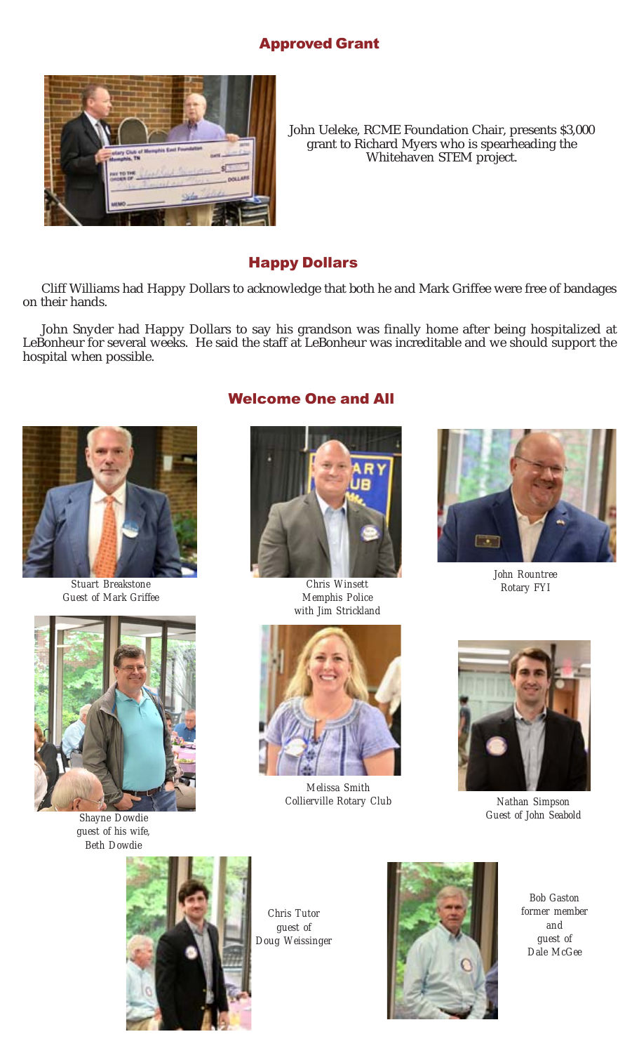## Approved Grant

John Ueleke, RCME Foundation Chair, presents $3,000 grant to Richard Myers who is spearheading the Whitehaven STEM project.

## Happy Dollars

Cliff Williams had Happy Dollars to acknowledge that both he and Mark Griffee were free of bandages on their hands.

John Snyder had Happy Dollars to say his grandson was finally home after being hospitalized at LeBonheur for several weeks. He said the staff at LeBonheur was increditable and we should support the hospital when possible.

## Welcome One and All

Stuart Breakstone
Guest of Mark Griffee

Chris Winsett
Memphis Police
with Jim Strickland

John Rountree
Rotary FYI

Shayne Dowdie
guest of his wife,
Beth Dowdie

Melissa Smith
Collierville Rotary Club

Nathan Simpson
Guest of John Seabold

Chris Tutor
guest of
Doug Weissinger

Bob Gaston
former member
and
guest of
Dale McGee